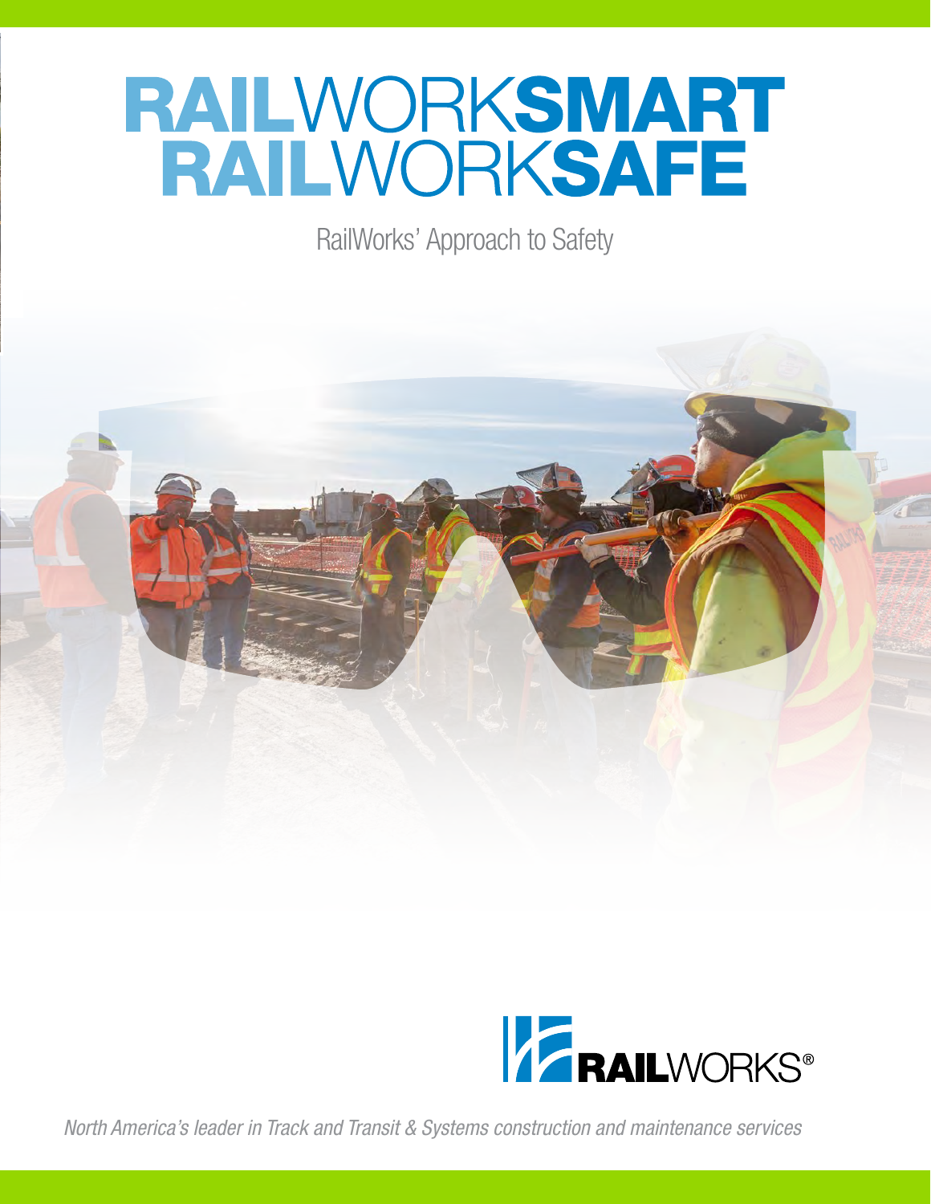# RAILWORKSMART RAILWORKSAFE

RailWorks' Approach to Safety

RAILWORKS®

*North America's leader in Track and Transit & Systems construction and maintenance services*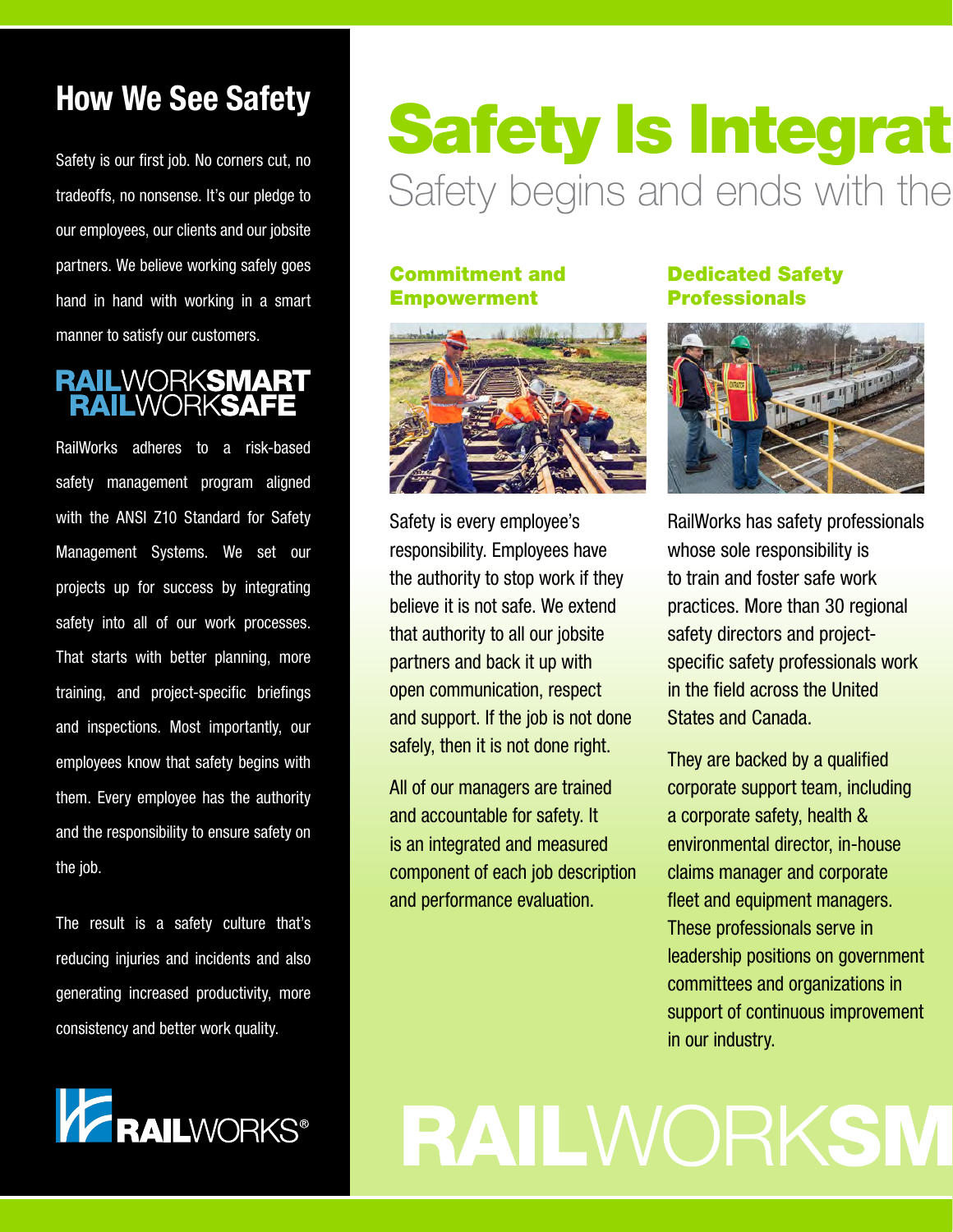## How We See Safety

Safety is our first job. No corners cut, no tradeoffs, no nonsense. It's our pledge to our employees, our clients and our jobsite partners. We believe working safely goes hand in hand with working in a smart manner to satisfy our customers.

**RAIL**WORK**SMART**
**RAIL**WORK**SAFE**

RailWorks adheres to a risk-based safety management program aligned with the ANSI Z10 Standard for Safety Management Systems. We set our projects up for success by integrating safety into all of our work processes. That starts with better planning, more training, and project-specific briefings and inspections. Most importantly, our employees know that safety begins with them. Every employee has the authority and the responsibility to ensure safety on the job.

The result is a safety culture that's reducing injuries and incidents and also generating increased productivity, more consistency and better work quality.

**RAIL**WORKS®

# Safety Is Integrat

Safety begins and ends with the

### Commitment and Empowerment

Safety is every employee's responsibility. Employees have the authority to stop work if they believe it is not safe. We extend that authority to all our jobsite partners and back it up with open communication, respect and support. If the job is not done safely, then it is not done right.

All of our managers are trained and accountable for safety. It is an integrated and measured component of each job description and performance evaluation.

### Dedicated Safety Professionals

RailWorks has safety professionals whose sole responsibility is to train and foster safe work practices. More than 30 regional safety directors and project-specific safety professionals work in the field across the United States and Canada.

They are backed by a qualified corporate support team, including a corporate safety, health & environmental director, in-house claims manager and corporate fleet and equipment managers. These professionals serve in leadership positions on government committees and organizations in support of continuous improvement in our industry.

**RAIL**WORK**SM**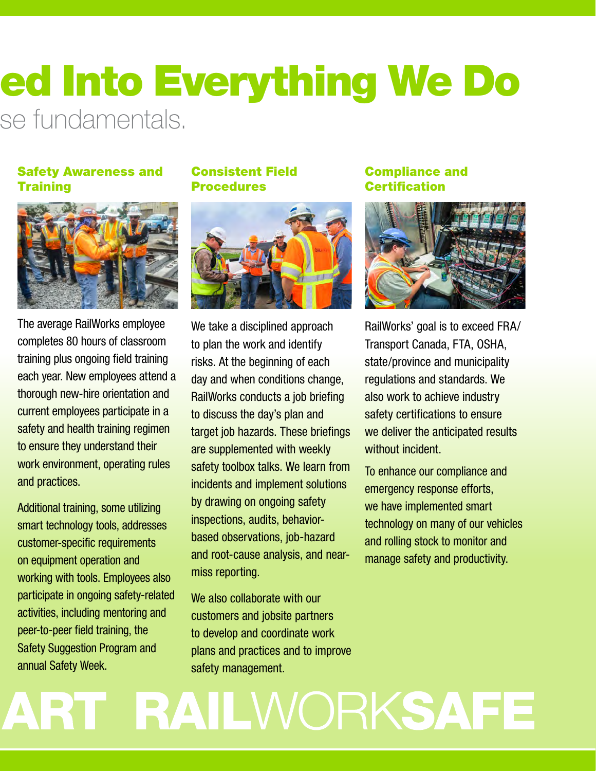# ed Into Everything We Do

se fundamentals.

### Safety Awareness and Training

The average RailWorks employee completes 80 hours of classroom training plus ongoing field training each year. New employees attend a thorough new-hire orientation and current employees participate in a safety and health training regimen to ensure they understand their work environment, operating rules and practices.

Additional training, some utilizing smart technology tools, addresses customer-specific requirements on equipment operation and working with tools. Employees also participate in ongoing safety-related activities, including mentoring and peer-to-peer field training, the Safety Suggestion Program and annual Safety Week.

### Consistent Field Procedures

We take a disciplined approach to plan the work and identify risks. At the beginning of each day and when conditions change, RailWorks conducts a job briefing to discuss the day's plan and target job hazards. These briefings are supplemented with weekly safety toolbox talks. We learn from incidents and implement solutions by drawing on ongoing safety inspections, audits, behavior-based observations, job-hazard and root-cause analysis, and near-miss reporting.

We also collaborate with our customers and jobsite partners to develop and coordinate work plans and practices and to improve safety management.

### Compliance and Certification

RailWorks' goal is to exceed FRA/Transport Canada, FTA, OSHA, state/province and municipality regulations and standards. We also work to achieve industry safety certifications to ensure we deliver the anticipated results without incident.

To enhance our compliance and emergency response efforts, we have implemented smart technology on many of our vehicles and rolling stock to monitor and manage safety and productivity.

ART RAILWORKSAFE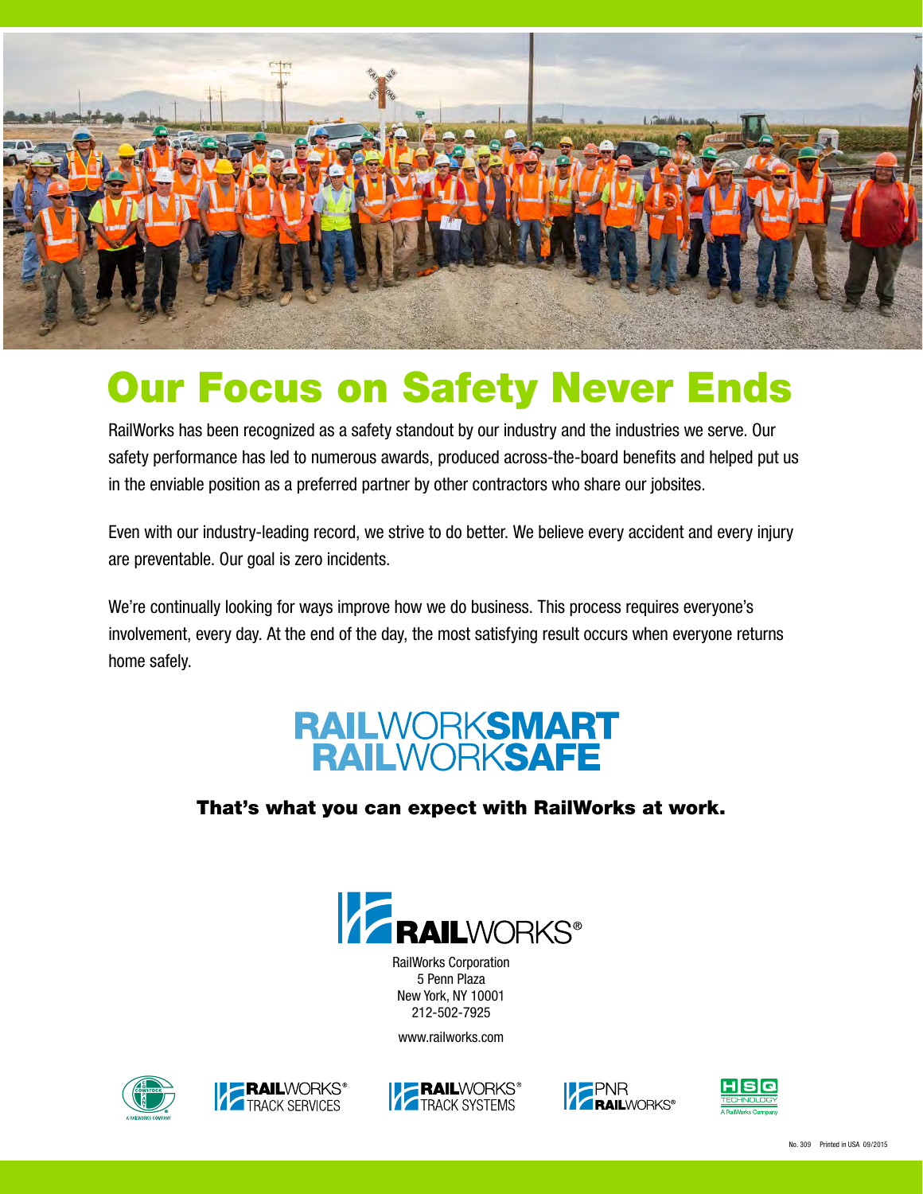# Our Focus on Safety Never Ends

RailWorks has been recognized as a safety standout by our industry and the industries we serve. Our safety performance has led to numerous awards, produced across-the-board benefits and helped put us in the enviable position as a preferred partner by other contractors who share our jobsites.

Even with our industry-leading record, we strive to do better. We believe every accident and every injury are preventable. Our goal is zero incidents.

We're continually looking for ways improve how we do business. This process requires everyone's involvement, every day. At the end of the day, the most satisfying result occurs when everyone returns home safely.

**RAIL**WORK**SMART**
**RAIL**WORK**SAFE**

**That's what you can expect with RailWorks at work.**

**RAIL**WORKS®

RailWorks Corporation
5 Penn Plaza
New York, NY 10001
212-502-7925

www.railworks.com

COMSTOCK — A RAILWORKS COMPANY

**RAIL**WORKS® TRACK SERVICES

**RAIL**WORKS® TRACK SYSTEMS

PNR **RAIL**WORKS®

HSQ TECHNOLOGY — A RailWorks Company

No. 309 Printed in USA 09/2015